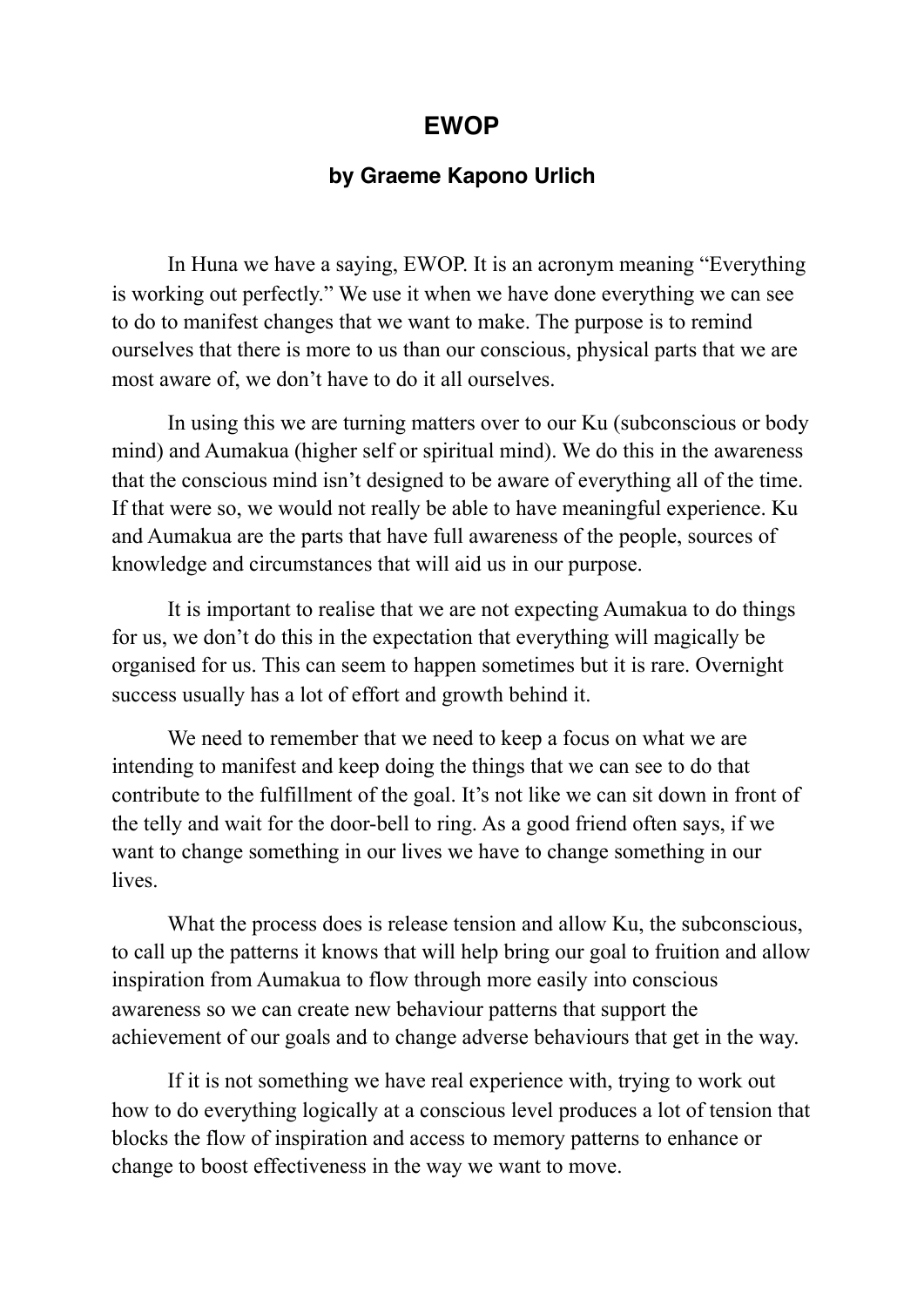# EWOP

### by Graeme Kapono Urlich

In Huna we have a saying, EWOP. It is an acronym meaning "Everything is working out perfectly." We use it when we have done everything we can see to do to manifest changes that we want to make. The purpose is to remind ourselves that there is more to us than our conscious, physical parts that we are most aware of, we don't have to do it all ourselves.

In using this we are turning matters over to our Ku (subconscious or body mind) and Aumakua (higher self or spiritual mind). We do this in the awareness that the conscious mind isn't designed to be aware of everything all of the time. If that were so, we would not really be able to have meaningful experience. Ku and Aumakua are the parts that have full awareness of the people, sources of knowledge and circumstances that will aid us in our purpose.

It is important to realise that we are not expecting Aumakua to do things for us, we don't do this in the expectation that everything will magically be organised for us. This can seem to happen sometimes but it is rare. Overnight success usually has a lot of effort and growth behind it.

We need to remember that we need to keep a focus on what we are intending to manifest and keep doing the things that we can see to do that contribute to the fulfillment of the goal. It's not like we can sit down in front of the telly and wait for the door-bell to ring. As a good friend often says, if we want to change something in our lives we have to change something in our lives.

What the process does is release tension and allow Ku, the subconscious, to call up the patterns it knows that will help bring our goal to fruition and allow inspiration from Aumakua to flow through more easily into conscious awareness so we can create new behaviour patterns that support the achievement of our goals and to change adverse behaviours that get in the way.

If it is not something we have real experience with, trying to work out how to do everything logically at a conscious level produces a lot of tension that blocks the flow of inspiration and access to memory patterns to enhance or change to boost effectiveness in the way we want to move.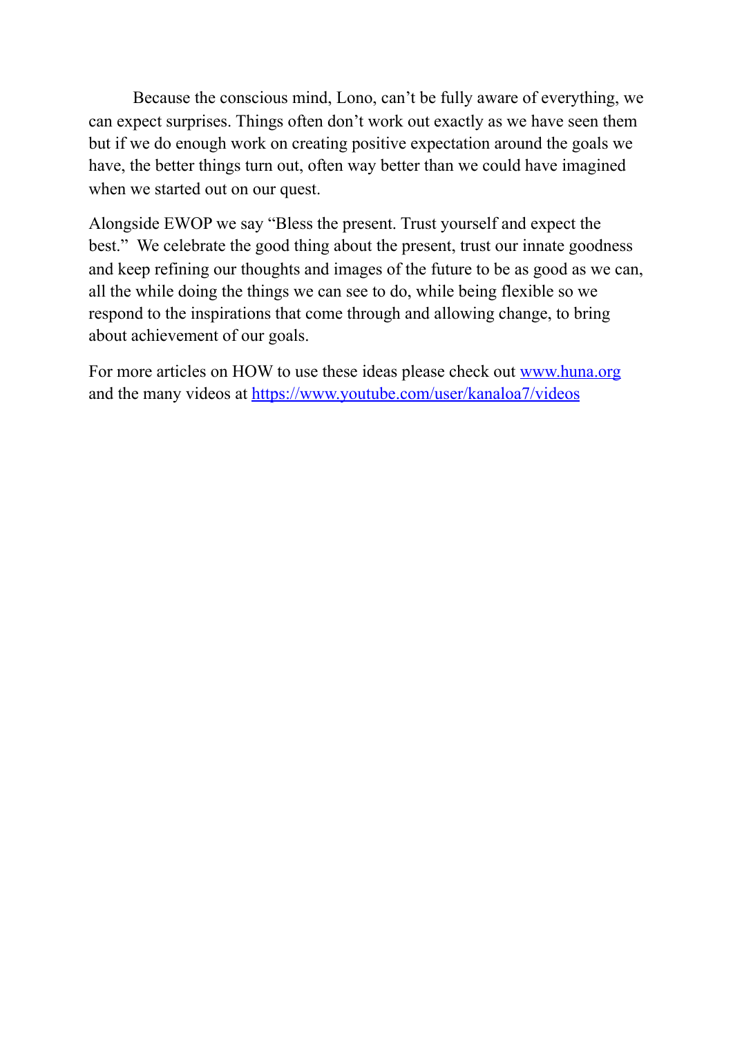Because the conscious mind, Lono, can't be fully aware of everything, we can expect surprises. Things often don't work out exactly as we have seen them but if we do enough work on creating positive expectation around the goals we have, the better things turn out, often way better than we could have imagined when we started out on our quest.

Alongside EWOP we say "Bless the present. Trust yourself and expect the best." We celebrate the good thing about the present, trust our innate goodness and keep refining our thoughts and images of the future to be as good as we can, all the while doing the things we can see to do, while being flexible so we respond to the inspirations that come through and allowing change, to bring about achievement of our goals.

For more articles on HOW to use these ideas please check out [www.huna.org](http://www.huna.org) and the many videos at [https://www.youtube.com/user/kanaloa7/videos](https://www.youtube.com/user/kanaloa7/videos)